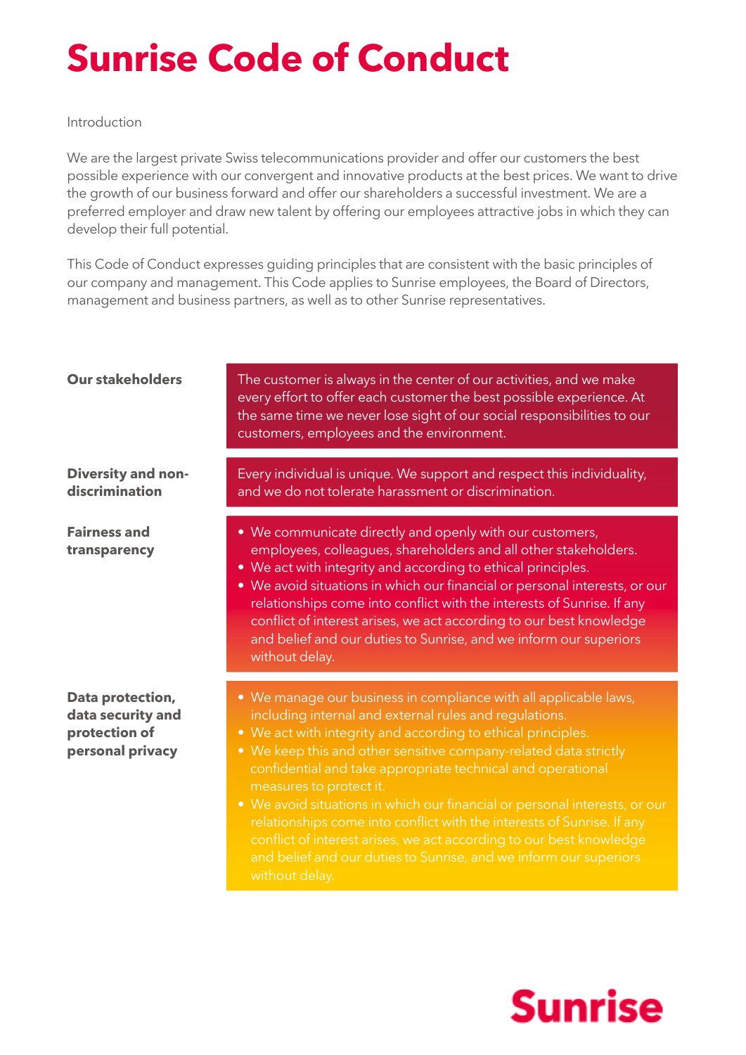# Sunrise Code of Conduct

Introduction

We are the largest private Swiss telecommunications provider and offer our customers the best possible experience with our convergent and innovative products at the best prices. We want to drive the growth of our business forward and offer our shareholders a successful investment. We are a preferred employer and draw new talent by offering our employees attractive jobs in which they can develop their full potential.

This Code of Conduct expresses guiding principles that are consistent with the basic principles of our company and management. This Code applies to Sunrise employees, the Board of Directors, management and business partners, as well as to other Sunrise representatives.

**Our stakeholders**

The customer is always in the center of our activities, and we make every effort to offer each customer the best possible experience. At the same time we never lose sight of our social responsibilities to our customers, employees and the environment.

**Diversity and non-discrimination**

Every individual is unique. We support and respect this individuality, and we do not tolerate harassment or discrimination.

**Fairness and transparency**

- We communicate directly and openly with our customers, employees, colleagues, shareholders and all other stakeholders.
- We act with integrity and according to ethical principles.
- We avoid situations in which our financial or personal interests, or our relationships come into conflict with the interests of Sunrise. If any conflict of interest arises, we act according to our best knowledge and belief and our duties to Sunrise, and we inform our superiors without delay.

**Data protection, data security and protection of personal privacy**

- We manage our business in compliance with all applicable laws, including internal and external rules and regulations.
- We act with integrity and according to ethical principles.
- We keep this and other sensitive company-related data strictly confidential and take appropriate technical and operational measures to protect it.
- We avoid situations in which our financial or personal interests, or our relationships come into conflict with the interests of Sunrise. If any conflict of interest arises, we act according to our best knowledge and belief and our duties to Sunrise, and we inform our superiors without delay.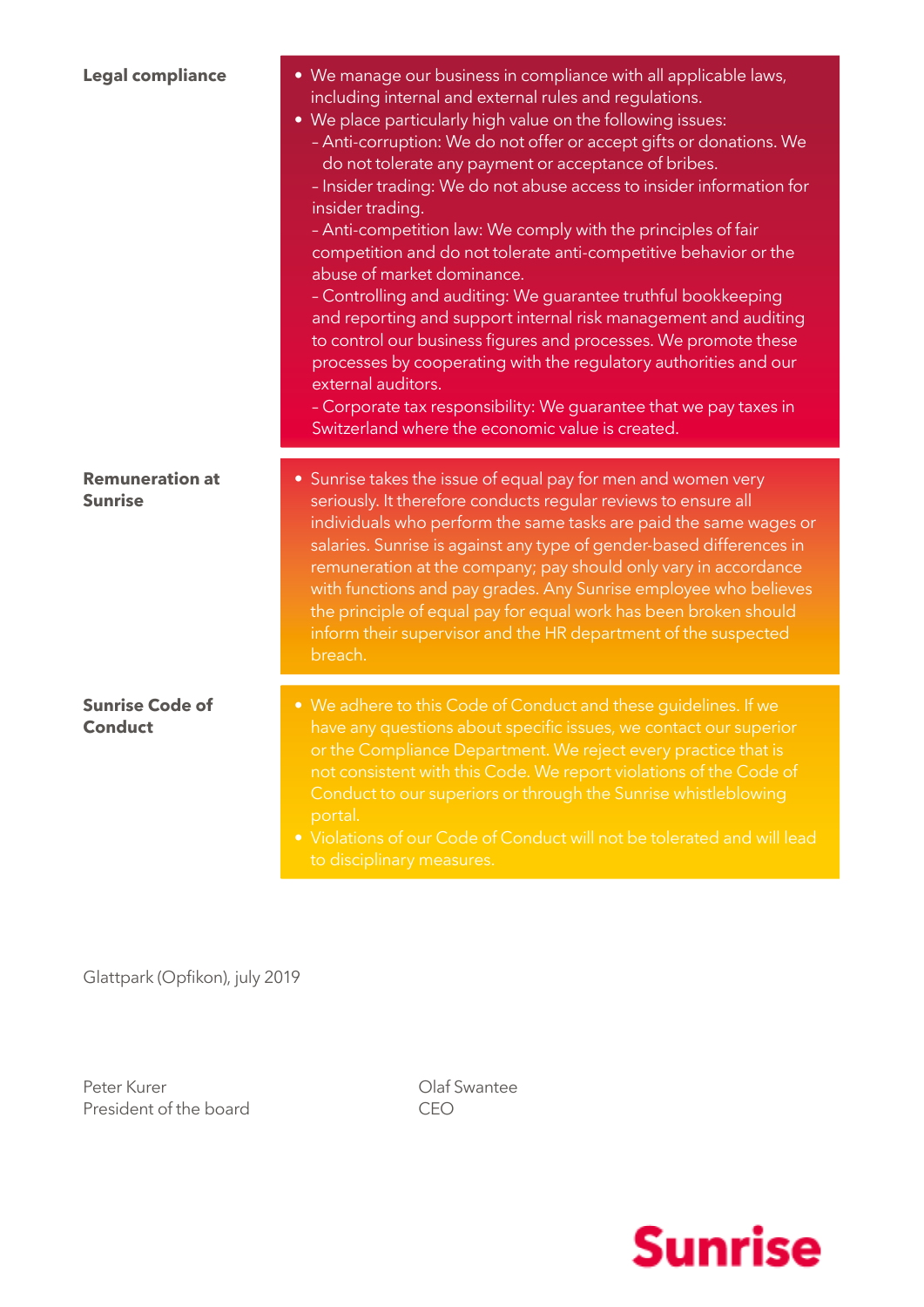**Legal compliance**

- We manage our business in compliance with all applicable laws, including internal and external rules and regulations.
- We place particularly high value on the following issues:
  - Anti-corruption: We do not offer or accept gifts or donations. We do not tolerate any payment or acceptance of bribes.
  - Insider trading: We do not abuse access to insider information for insider trading.
  - Anti-competition law: We comply with the principles of fair competition and do not tolerate anti-competitive behavior or the abuse of market dominance.
  - Controlling and auditing: We guarantee truthful bookkeeping and reporting and support internal risk management and auditing to control our business figures and processes. We promote these processes by cooperating with the regulatory authorities and our external auditors.
  - Corporate tax responsibility: We guarantee that we pay taxes in Switzerland where the economic value is created.

**Remuneration at Sunrise**

- Sunrise takes the issue of equal pay for men and women very seriously. It therefore conducts regular reviews to ensure all individuals who perform the same tasks are paid the same wages or salaries. Sunrise is against any type of gender-based differences in remuneration at the company; pay should only vary in accordance with functions and pay grades. Any Sunrise employee who believes the principle of equal pay for equal work has been broken should inform their supervisor and the HR department of the suspected breach.

**Sunrise Code of Conduct**

- We adhere to this Code of Conduct and these guidelines. If we have any questions about specific issues, we contact our superior or the Compliance Department. We reject every practice that is not consistent with this Code. We report violations of the Code of Conduct to our superiors or through the Sunrise whistleblowing portal.
- Violations of our Code of Conduct will not be tolerated and will lead to disciplinary measures.

Glattpark (Opfikon), july 2019

Peter Kurer
President of the board

Olaf Swantee
CEO

Sunrise